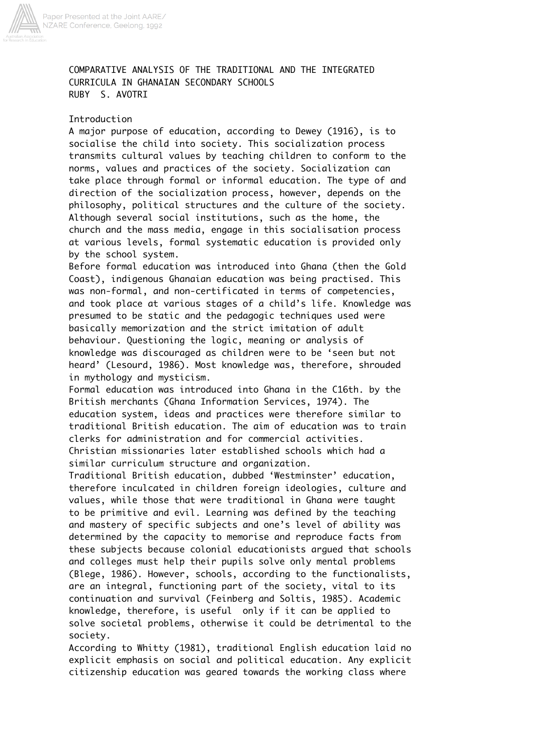# COMPARATIVE ANALYSIS OF THE TRADITIONAL AND THE INTEGRATED CURRICULA IN GHANAIAN SECONDARY SCHOOLS

RUBY S. AVOTRI

## Introduction

A major purpose of education, according to Dewey (1916), is to socialise the child into society. This socialization process transmits cultural values by teaching children to conform to the norms, values and practices of the society. Socialization can take place through formal or informal education. The type of and direction of the socialization process, however, depends on the philosophy, political structures and the culture of the society. Although several social institutions, such as the home, the church and the mass media, engage in this socialisation process at various levels, formal systematic education is provided only by the school system.

Before formal education was introduced into Ghana (then the Gold Coast), indigenous Ghanaian education was being practised. This was non-formal, and non-certificated in terms of competencies, and took place at various stages of a child's life. Knowledge was presumed to be static and the pedagogic techniques used were basically memorization and the strict imitation of adult behaviour. Questioning the logic, meaning or analysis of knowledge was discouraged as children were to be 'seen but not heard' (Lesourd, 1986). Most knowledge was, therefore, shrouded in mythology and mysticism.

Formal education was introduced into Ghana in the C16th. by the British merchants (Ghana Information Services, 1974). The education system, ideas and practices were therefore similar to traditional British education. The aim of education was to train clerks for administration and for commercial activities. Christian missionaries later established schools which had a similar curriculum structure and organization.

Traditional British education, dubbed 'Westminster' education, therefore inculcated in children foreign ideologies, culture and values, while those that were traditional in Ghana were taught to be primitive and evil. Learning was defined by the teaching and mastery of specific subjects and one's level of ability was determined by the capacity to memorise and reproduce facts from these subjects because colonial educationists argued that schools and colleges must help their pupils solve only mental problems (Blege, 1986). However, schools, according to the functionalists, are an integral, functioning part of the society, vital to its continuation and survival (Feinberg and Soltis, 1985). Academic knowledge, therefore, is useful only if it can be applied to solve societal problems, otherwise it could be detrimental to the society.

According to Whitty (1981), traditional English education laid no explicit emphasis on social and political education. Any explicit citizenship education was geared towards the working class where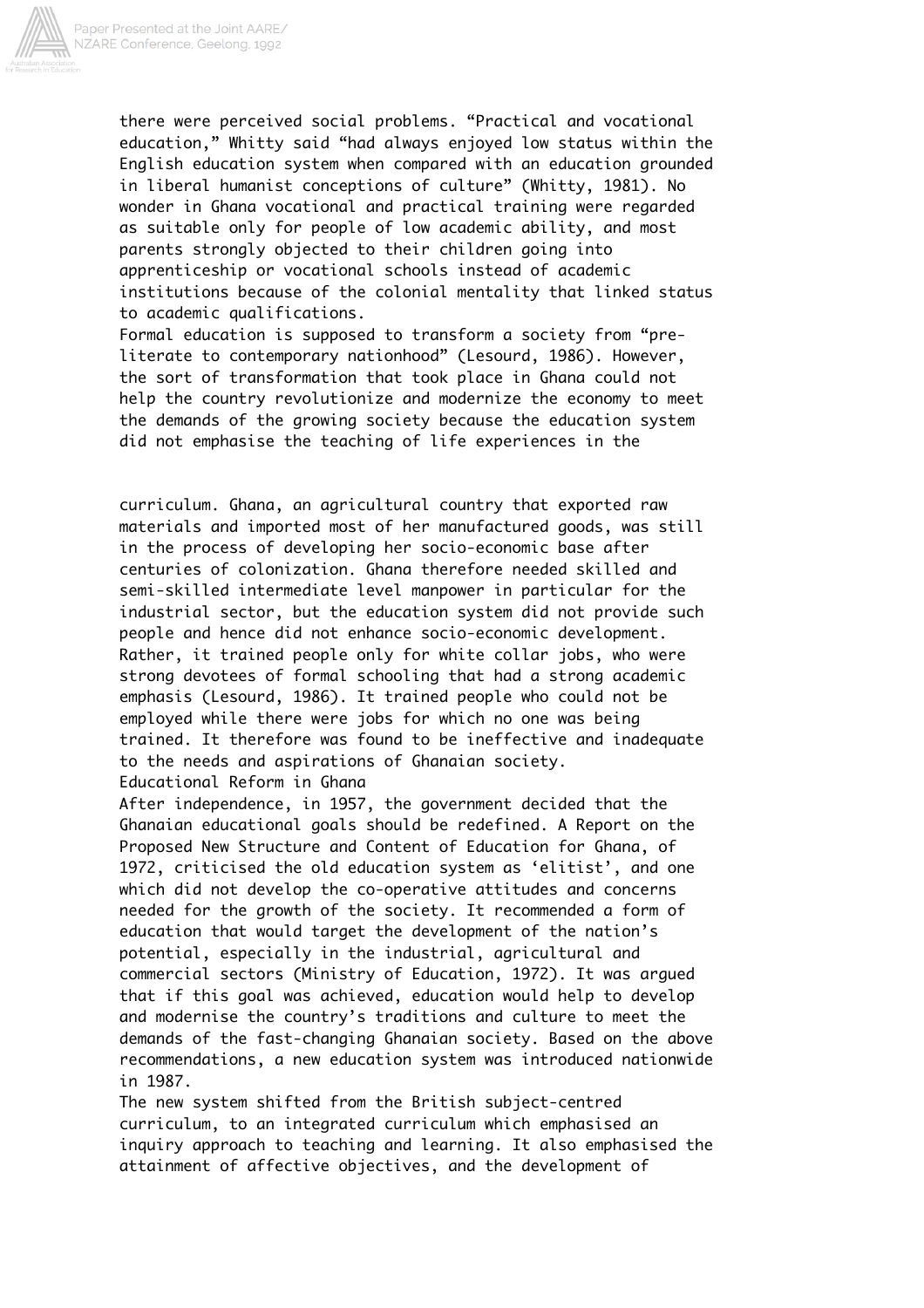there were perceived social problems. “Practical and vocational education,” Whitty said “had always enjoyed low status within the English education system when compared with an education grounded in liberal humanist conceptions of culture” (Whitty, 1981). No wonder in Ghana vocational and practical training were regarded as suitable only for people of low academic ability, and most parents strongly objected to their children going into apprenticeship or vocational schools instead of academic institutions because of the colonial mentality that linked status to academic qualifications.

Formal education is supposed to transform a society from “pre-literate to contemporary nationhood” (Lesourd, 1986). However, the sort of transformation that took place in Ghana could not help the country revolutionize and modernize the economy to meet the demands of the growing society because the education system did not emphasise the teaching of life experiences in the curriculum. Ghana, an agricultural country that exported raw materials and imported most of her manufactured goods, was still in the process of developing her socio-economic base after centuries of colonization. Ghana therefore needed skilled and semi-skilled intermediate level manpower in particular for the industrial sector, but the education system did not provide such people and hence did not enhance socio-economic development. Rather, it trained people only for white collar jobs, who were strong devotees of formal schooling that had a strong academic emphasis (Lesourd, 1986). It trained people who could not be employed while there were jobs for which no one was being trained. It therefore was found to be ineffective and inadequate to the needs and aspirations of Ghanaian society.

## Educational Reform in Ghana

After independence, in 1957, the government decided that the Ghanaian educational goals should be redefined. A Report on the Proposed New Structure and Content of Education for Ghana, of 1972, criticised the old education system as ‘elitist’, and one which did not develop the co-operative attitudes and concerns needed for the growth of the society. It recommended a form of education that would target the development of the nation’s potential, especially in the industrial, agricultural and commercial sectors (Ministry of Education, 1972). It was argued that if this goal was achieved, education would help to develop and modernise the country’s traditions and culture to meet the demands of the fast-changing Ghanaian society. Based on the above recommendations, a new education system was introduced nationwide in 1987.

The new system shifted from the British subject-centred curriculum, to an integrated curriculum which emphasised an inquiry approach to teaching and learning. It also emphasised the attainment of affective objectives, and the development of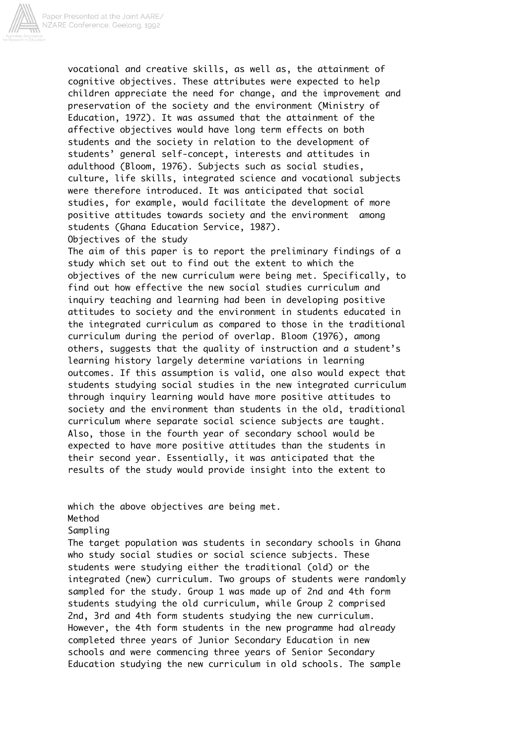vocational and creative skills, as well as, the attainment of cognitive objectives. These attributes were expected to help children appreciate the need for change, and the improvement and preservation of the society and the environment (Ministry of Education, 1972). It was assumed that the attainment of the affective objectives would have long term effects on both students and the society in relation to the development of students' general self-concept, interests and attitudes in adulthood (Bloom, 1976). Subjects such as social studies, culture, life skills, integrated science and vocational subjects were therefore introduced. It was anticipated that social studies, for example, would facilitate the development of more positive attitudes towards society and the environment among students (Ghana Education Service, 1987).

## Objectives of the study

The aim of this paper is to report the preliminary findings of a study which set out to find out the extent to which the objectives of the new curriculum were being met. Specifically, to find out how effective the new social studies curriculum and inquiry teaching and learning had been in developing positive attitudes to society and the environment in students educated in the integrated curriculum as compared to those in the traditional curriculum during the period of overlap. Bloom (1976), among others, suggests that the quality of instruction and a student's learning history largely determine variations in learning outcomes. If this assumption is valid, one also would expect that students studying social studies in the new integrated curriculum through inquiry learning would have more positive attitudes to society and the environment than students in the old, traditional curriculum where separate social science subjects are taught. Also, those in the fourth year of secondary school would be expected to have more positive attitudes than the students in their second year. Essentially, it was anticipated that the results of the study would provide insight into the extent to which the above objectives are being met.

## Method

### Sampling

The target population was students in secondary schools in Ghana who study social studies or social science subjects. These students were studying either the traditional (old) or the integrated (new) curriculum. Two groups of students were randomly sampled for the study. Group 1 was made up of 2nd and 4th form students studying the old curriculum, while Group 2 comprised 2nd, 3rd and 4th form students studying the new curriculum. However, the 4th form students in the new programme had already completed three years of Junior Secondary Education in new schools and were commencing three years of Senior Secondary Education studying the new curriculum in old schools. The sample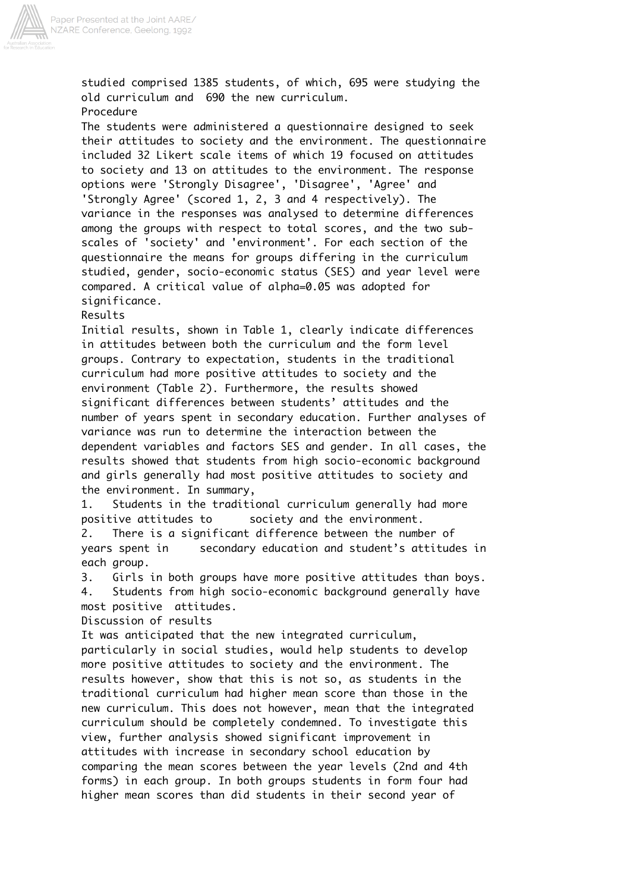studied comprised 1385 students, of which, 695 were studying the old curriculum and 690 the new curriculum.

## Procedure

The students were administered a questionnaire designed to seek their attitudes to society and the environment. The questionnaire included 32 Likert scale items of which 19 focused on attitudes to society and 13 on attitudes to the environment. The response options were 'Strongly Disagree', 'Disagree', 'Agree' and 'Strongly Agree' (scored 1, 2, 3 and 4 respectively). The variance in the responses was analysed to determine differences among the groups with respect to total scores, and the two sub-scales of 'society' and 'environment'. For each section of the questionnaire the means for groups differing in the curriculum studied, gender, socio-economic status (SES) and year level were compared. A critical value of alpha=0.05 was adopted for significance.

## Results

Initial results, shown in Table 1, clearly indicate differences in attitudes between both the curriculum and the form level groups. Contrary to expectation, students in the traditional curriculum had more positive attitudes to society and the environment (Table 2). Furthermore, the results showed significant differences between students' attitudes and the number of years spent in secondary education. Further analyses of variance was run to determine the interaction between the dependent variables and factors SES and gender. In all cases, the results showed that students from high socio-economic background and girls generally had most positive attitudes to society and the environment. In summary,

1. Students in the traditional curriculum generally had more positive attitudes to society and the environment.
2. There is a significant difference between the number of years spent in secondary education and student's attitudes in each group.
3. Girls in both groups have more positive attitudes than boys.
4. Students from high socio-economic background generally have most positive attitudes.

## Discussion of results

It was anticipated that the new integrated curriculum, particularly in social studies, would help students to develop more positive attitudes to society and the environment. The results however, show that this is not so, as students in the traditional curriculum had higher mean score than those in the new curriculum. This does not however, mean that the integrated curriculum should be completely condemned. To investigate this view, further analysis showed significant improvement in attitudes with increase in secondary school education by comparing the mean scores between the year levels (2nd and 4th forms) in each group. In both groups students in form four had higher mean scores than did students in their second year of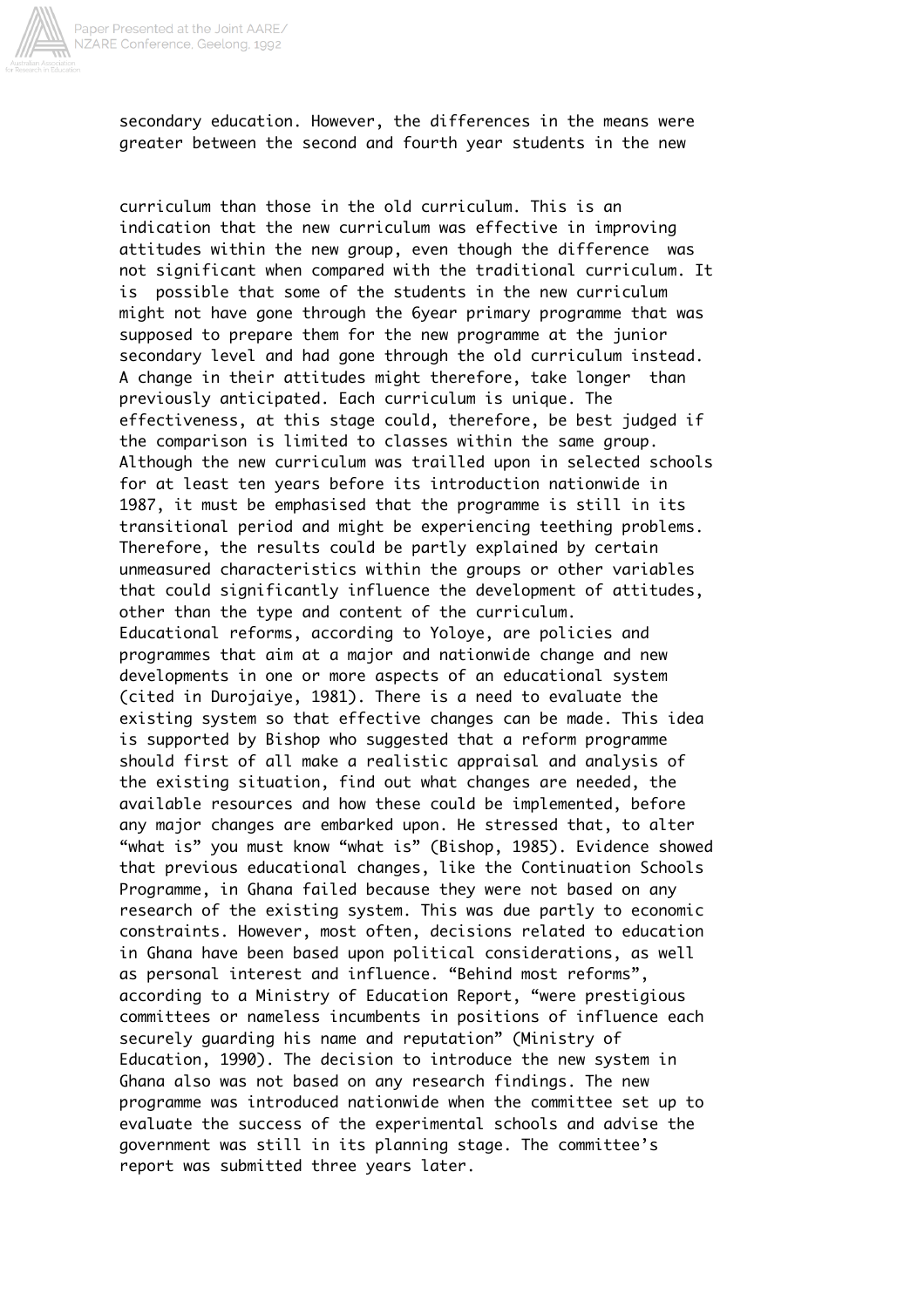secondary education. However, the differences in the means were greater between the second and fourth year students in the new curriculum than those in the old curriculum. This is an indication that the new curriculum was effective in improving attitudes within the new group, even though the difference was not significant when compared with the traditional curriculum. It is possible that some of the students in the new curriculum might not have gone through the 6year primary programme that was supposed to prepare them for the new programme at the junior secondary level and had gone through the old curriculum instead. A change in their attitudes might therefore, take longer than previously anticipated. Each curriculum is unique. The effectiveness, at this stage could, therefore, be best judged if the comparison is limited to classes within the same group. Although the new curriculum was trailled upon in selected schools for at least ten years before its introduction nationwide in 1987, it must be emphasised that the programme is still in its transitional period and might be experiencing teething problems. Therefore, the results could be partly explained by certain unmeasured characteristics within the groups or other variables that could significantly influence the development of attitudes, other than the type and content of the curriculum.

Educational reforms, according to Yoloye, are policies and programmes that aim at a major and nationwide change and new developments in one or more aspects of an educational system (cited in Durojaiye, 1981). There is a need to evaluate the existing system so that effective changes can be made. This idea is supported by Bishop who suggested that a reform programme should first of all make a realistic appraisal and analysis of the existing situation, find out what changes are needed, the available resources and how these could be implemented, before any major changes are embarked upon. He stressed that, to alter "what is" you must know "what is" (Bishop, 1985). Evidence showed that previous educational changes, like the Continuation Schools Programme, in Ghana failed because they were not based on any research of the existing system. This was due partly to economic constraints. However, most often, decisions related to education in Ghana have been based upon political considerations, as well as personal interest and influence. "Behind most reforms", according to a Ministry of Education Report, "were prestigious committees or nameless incumbents in positions of influence each securely guarding his name and reputation" (Ministry of Education, 1990). The decision to introduce the new system in Ghana also was not based on any research findings. The new programme was introduced nationwide when the committee set up to evaluate the success of the experimental schools and advise the government was still in its planning stage. The committee's report was submitted three years later.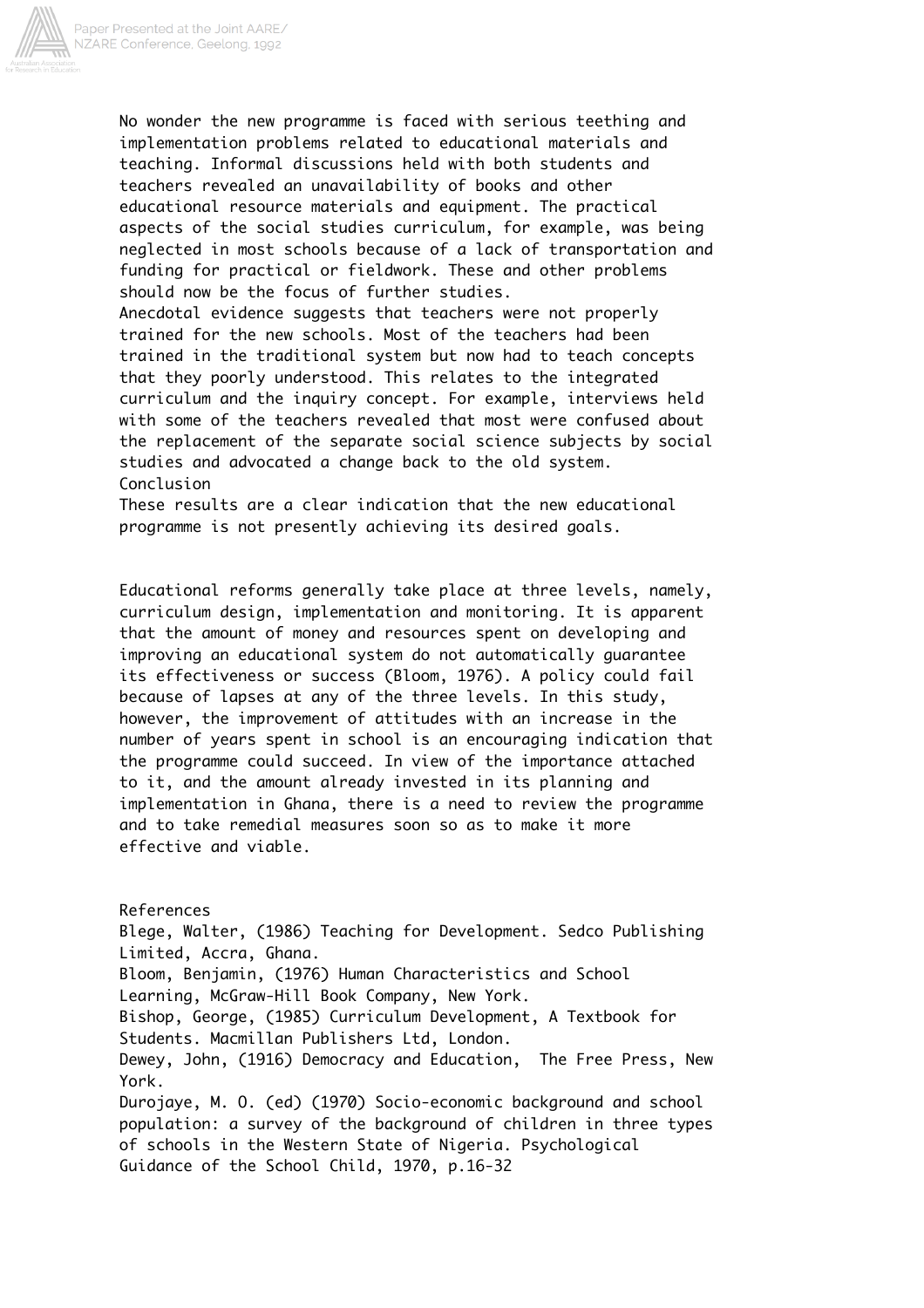No wonder the new programme is faced with serious teething and implementation problems related to educational materials and teaching. Informal discussions held with both students and teachers revealed an unavailability of books and other educational resource materials and equipment. The practical aspects of the social studies curriculum, for example, was being neglected in most schools because of a lack of transportation and funding for practical or fieldwork. These and other problems should now be the focus of further studies.

Anecdotal evidence suggests that teachers were not properly trained for the new schools. Most of the teachers had been trained in the traditional system but now had to teach concepts that they poorly understood. This relates to the integrated curriculum and the inquiry concept. For example, interviews held with some of the teachers revealed that most were confused about the replacement of the separate social science subjects by social studies and advocated a change back to the old system.

## Conclusion

These results are a clear indication that the new educational programme is not presently achieving its desired goals.

Educational reforms generally take place at three levels, namely, curriculum design, implementation and monitoring. It is apparent that the amount of money and resources spent on developing and improving an educational system do not automatically guarantee its effectiveness or success (Bloom, 1976). A policy could fail because of lapses at any of the three levels. In this study, however, the improvement of attitudes with an increase in the number of years spent in school is an encouraging indication that the programme could succeed. In view of the importance attached to it, and the amount already invested in its planning and implementation in Ghana, there is a need to review the programme and to take remedial measures soon so as to make it more effective and viable.

## References

Blege, Walter, (1986) Teaching for Development. Sedco Publishing Limited, Accra, Ghana.

Bloom, Benjamin, (1976) Human Characteristics and School Learning, McGraw-Hill Book Company, New York.

Bishop, George, (1985) Curriculum Development, A Textbook for Students. Macmillan Publishers Ltd, London.

Dewey, John, (1916) Democracy and Education, The Free Press, New York.

Durojaye, M. O. (ed) (1970) Socio-economic background and school population: a survey of the background of children in three types of schools in the Western State of Nigeria. Psychological Guidance of the School Child, 1970, p.16-32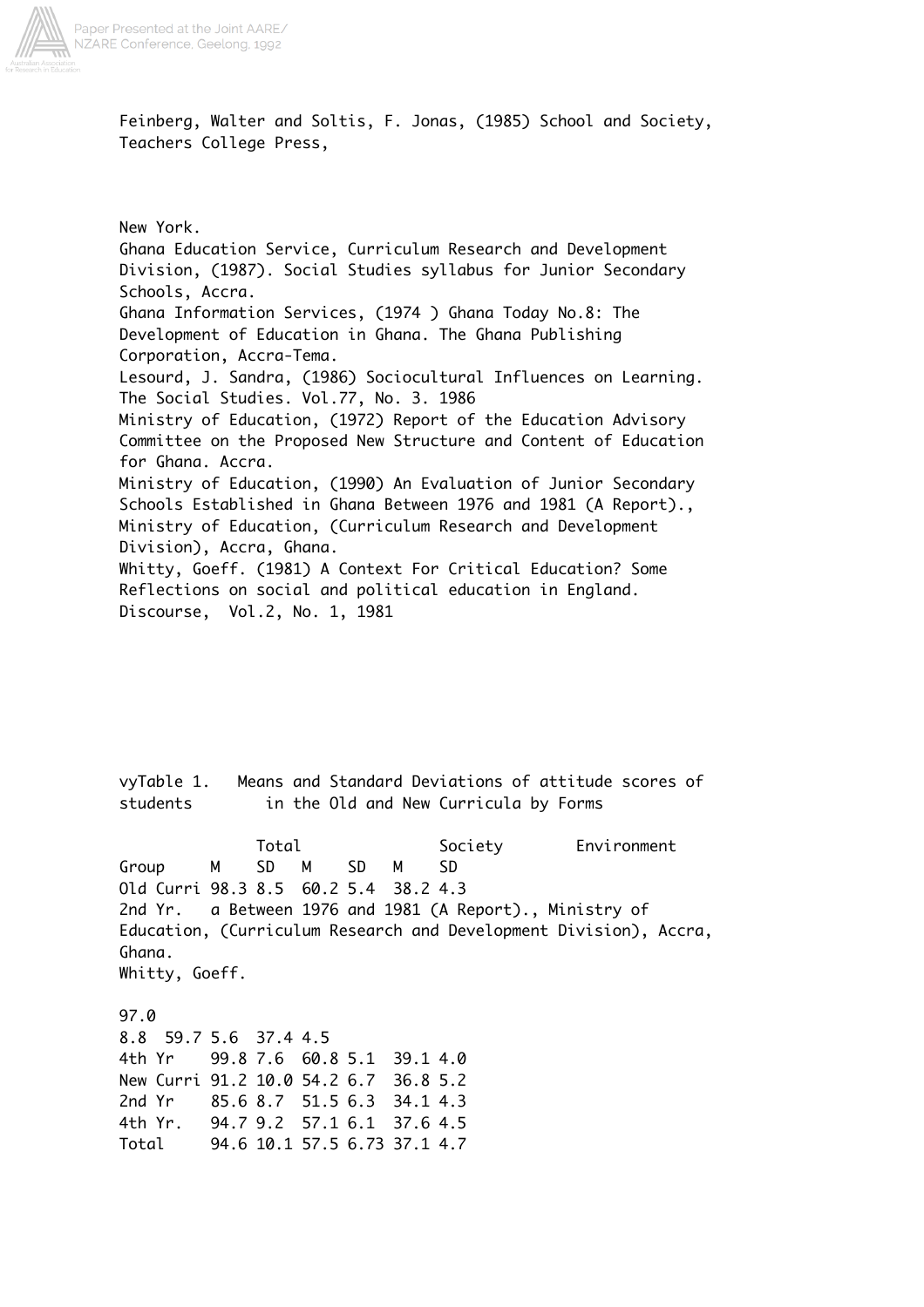Feinberg, Walter and Soltis, F. Jonas, (1985) School and Society, Teachers College Press,

New York.

Ghana Education Service, Curriculum Research and Development Division, (1987). Social Studies syllabus for Junior Secondary Schools, Accra.

Ghana Information Services, (1974 ) Ghana Today No.8: The Development of Education in Ghana. The Ghana Publishing Corporation, Accra-Tema.

Lesourd, J. Sandra, (1986) Sociocultural Influences on Learning. The Social Studies. Vol.77, No. 3. 1986

Ministry of Education, (1972) Report of the Education Advisory Committee on the Proposed New Structure and Content of Education for Ghana. Accra.

Ministry of Education, (1990) An Evaluation of Junior Secondary Schools Established in Ghana Between 1976 and 1981 (A Report)., Ministry of Education, (Curriculum Research and Development Division), Accra, Ghana.

Whitty, Goeff. (1981) A Context For Critical Education? Some Reflections on social and political education in England. Discourse, Vol.2, No. 1, 1981

vyTable 1. Means and Standard Deviations of attitude scores of students in the Old and New Curricula by Forms

| | Total | | Society | | Environment | |
|---|---|---|---|---|---|---|
| Group | M | SD | M | SD | M | SD |
| Old Curri | 98.3 | 8.5 | 60.2 | 5.4 | 38.2 | 4.3 |
| 2nd Yr. | 97.0 | 8.8 | 59.7 | 5.6 | 37.4 | 4.5 |
| 4th Yr | 99.8 | 7.6 | 60.8 | 5.1 | 39.1 | 4.0 |
| New Curri | 91.2 | 10.0 | 54.2 | 6.7 | 36.8 | 5.2 |
| 2nd Yr | 85.6 | 8.7 | 51.5 | 6.3 | 34.1 | 4.3 |
| 4th Yr. | 94.7 | 9.2 | 57.1 | 6.1 | 37.6 | 4.5 |
| Total | 94.6 | 10.1 | 57.5 | 6.73 | 37.1 | 4.7 |

a Between 1976 and 1981 (A Report)., Ministry of Education, (Curriculum Research and Development Division), Accra, Ghana.
Whitty, Goeff.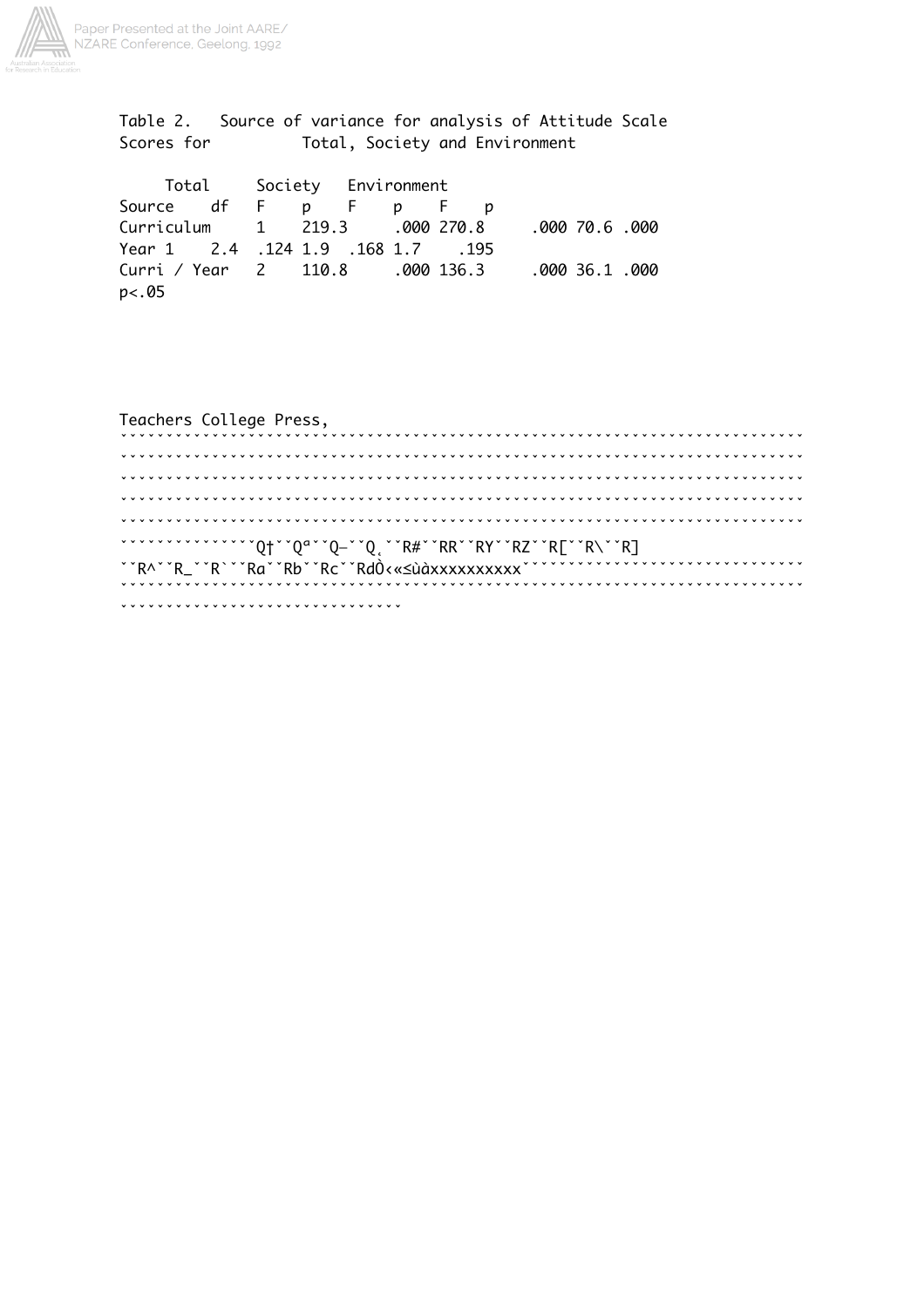Table 2. Source of variance for analysis of Attitude Scale Scores for Total, Society and Environment

| | | Total | | Society | | Environment | |
|---|---|---|---|---|---|---|---|
| Source | df | F | p | F | p | F | p |
| Curriculum | 1 | 219.3 | .000 | 270.8 | .000 | 70.6 | .000 |
| Year | 1 | 2.4 | .124 | 1.9 | .168 | 1.7 | .195 |
| Curri / Year | 2 | 110.8 | .000 | 136.3 | .000 | 36.1 | .000 |

$p<.05$

Teachers College Press,